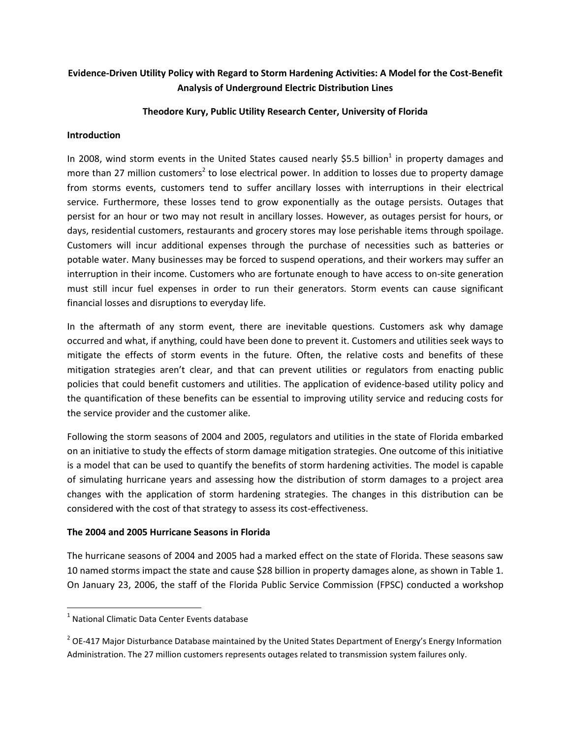# Evidence-Driven Utility Policy with Regard to Storm Hardening Activities: A Model for the Cost-Benefit Analysis of Underground Electric Distribution Lines

**Theodore Kury, Public Utility Research Center, University of Florida**

## Introduction

In 2008, wind storm events in the United States caused nearly $5.5 billion[1] in property damages and more than 27 million customers[2] to lose electrical power. In addition to losses due to property damage from storms events, customers tend to suffer ancillary losses with interruptions in their electrical service. Furthermore, these losses tend to grow exponentially as the outage persists. Outages that persist for an hour or two may not result in ancillary losses. However, as outages persist for hours, or days, residential customers, restaurants and grocery stores may lose perishable items through spoilage. Customers will incur additional expenses through the purchase of necessities such as batteries or potable water. Many businesses may be forced to suspend operations, and their workers may suffer an interruption in their income. Customers who are fortunate enough to have access to on-site generation must still incur fuel expenses in order to run their generators. Storm events can cause significant financial losses and disruptions to everyday life.

In the aftermath of any storm event, there are inevitable questions. Customers ask why damage occurred and what, if anything, could have been done to prevent it. Customers and utilities seek ways to mitigate the effects of storm events in the future. Often, the relative costs and benefits of these mitigation strategies aren't clear, and that can prevent utilities or regulators from enacting public policies that could benefit customers and utilities. The application of evidence-based utility policy and the quantification of these benefits can be essential to improving utility service and reducing costs for the service provider and the customer alike.

Following the storm seasons of 2004 and 2005, regulators and utilities in the state of Florida embarked on an initiative to study the effects of storm damage mitigation strategies. One outcome of this initiative is a model that can be used to quantify the benefits of storm hardening activities. The model is capable of simulating hurricane years and assessing how the distribution of storm damages to a project area changes with the application of storm hardening strategies. The changes in this distribution can be considered with the cost of that strategy to assess its cost-effectiveness.

## The 2004 and 2005 Hurricane Seasons in Florida

The hurricane seasons of 2004 and 2005 had a marked effect on the state of Florida. These seasons saw 10 named storms impact the state and cause $28 billion in property damages alone, as shown in Table 1. On January 23, 2006, the staff of the Florida Public Service Commission (FPSC) conducted a workshop

---

[1] National Climatic Data Center Events database

[2] OE-417 Major Disturbance Database maintained by the United States Department of Energy's Energy Information Administration. The 27 million customers represents outages related to transmission system failures only.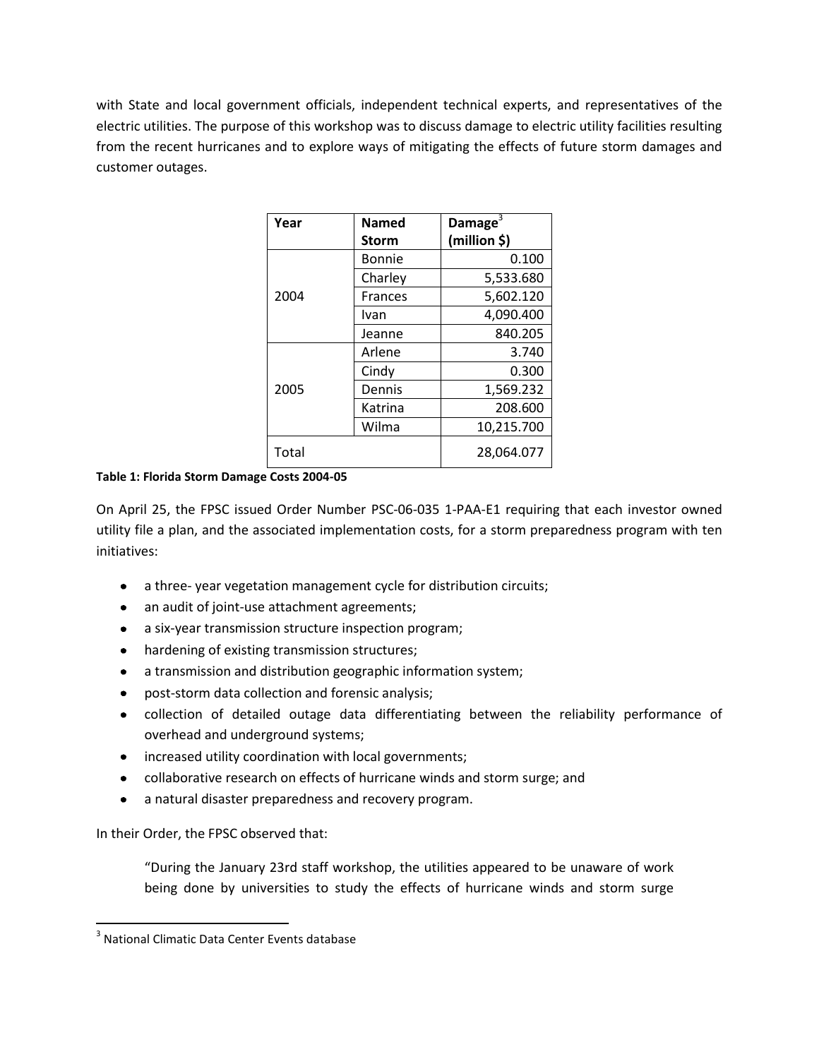with State and local government officials, independent technical experts, and representatives of the electric utilities. The purpose of this workshop was to discuss damage to electric utility facilities resulting from the recent hurricanes and to explore ways of mitigating the effects of future storm damages and customer outages.

| Year | Named Storm | Damage[3] (million $) |
|---|---|---|
| 2004 | Bonnie | 0.100 |
| | Charley | 5,533.680 |
| | Frances | 5,602.120 |
| | Ivan | 4,090.400 |
| | Jeanne | 840.205 |
| 2005 | Arlene | 3.740 |
| | Cindy | 0.300 |
| | Dennis | 1,569.232 |
| | Katrina | 208.600 |
| | Wilma | 10,215.700 |
| Total | | 28,064.077 |

**Table 1: Florida Storm Damage Costs 2004-05**

On April 25, the FPSC issued Order Number PSC-06-035 1-PAA-E1 requiring that each investor owned utility file a plan, and the associated implementation costs, for a storm preparedness program with ten initiatives:

- a three- year vegetation management cycle for distribution circuits;
- an audit of joint-use attachment agreements;
- a six-year transmission structure inspection program;
- hardening of existing transmission structures;
- a transmission and distribution geographic information system;
- post-storm data collection and forensic analysis;
- collection of detailed outage data differentiating between the reliability performance of overhead and underground systems;
- increased utility coordination with local governments;
- collaborative research on effects of hurricane winds and storm surge; and
- a natural disaster preparedness and recovery program.

In their Order, the FPSC observed that:

> "During the January 23rd staff workshop, the utilities appeared to be unaware of work being done by universities to study the effects of hurricane winds and storm surge

[3] National Climatic Data Center Events database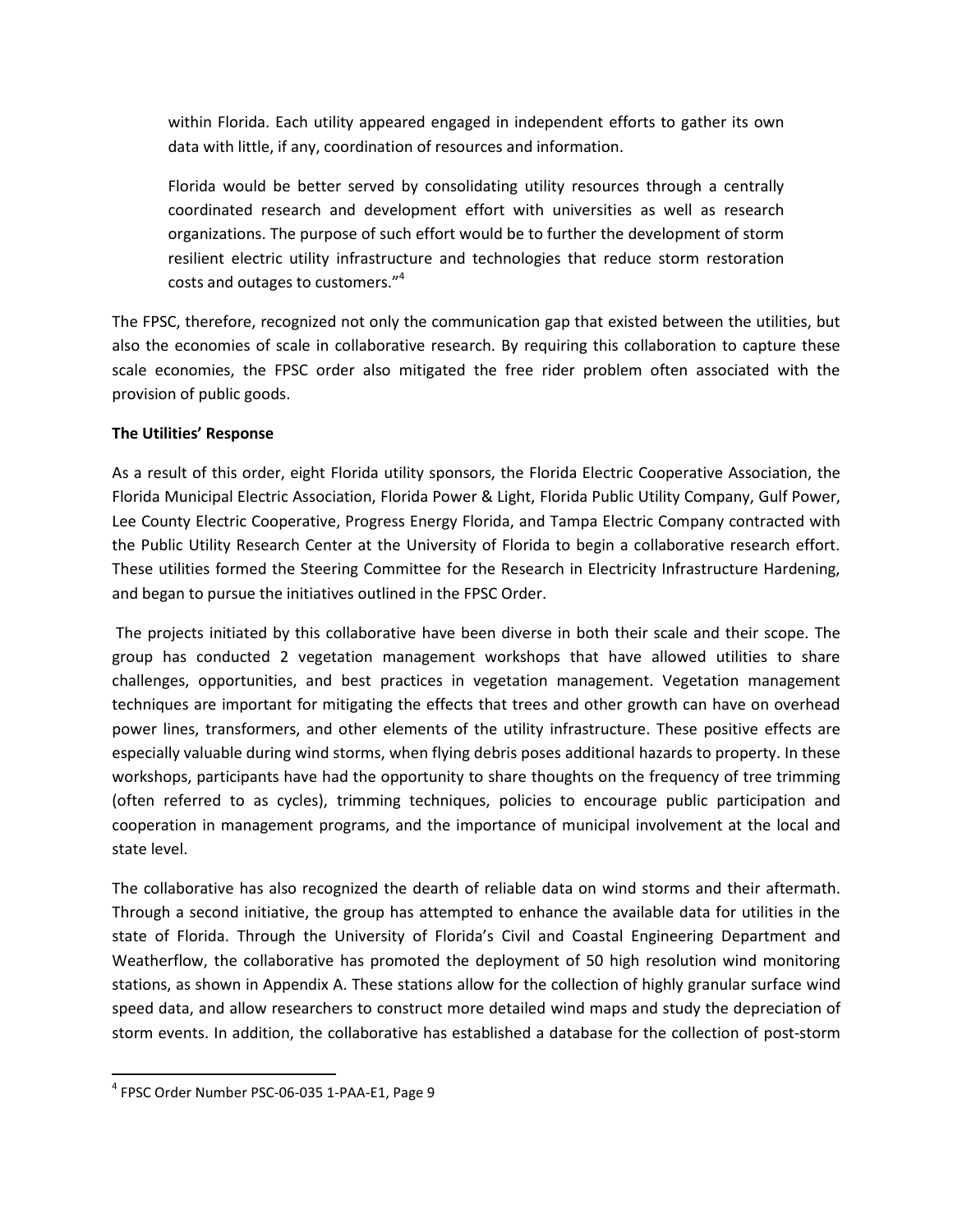within Florida. Each utility appeared engaged in independent efforts to gather its own data with little, if any, coordination of resources and information.

> Florida would be better served by consolidating utility resources through a centrally coordinated research and development effort with universities as well as research organizations. The purpose of such effort would be to further the development of storm resilient electric utility infrastructure and technologies that reduce storm restoration costs and outages to customers."[4]

The FPSC, therefore, recognized not only the communication gap that existed between the utilities, but also the economies of scale in collaborative research. By requiring this collaboration to capture these scale economies, the FPSC order also mitigated the free rider problem often associated with the provision of public goods.

**The Utilities' Response**

As a result of this order, eight Florida utility sponsors, the Florida Electric Cooperative Association, the Florida Municipal Electric Association, Florida Power & Light, Florida Public Utility Company, Gulf Power, Lee County Electric Cooperative, Progress Energy Florida, and Tampa Electric Company contracted with the Public Utility Research Center at the University of Florida to begin a collaborative research effort. These utilities formed the Steering Committee for the Research in Electricity Infrastructure Hardening, and began to pursue the initiatives outlined in the FPSC Order.

The projects initiated by this collaborative have been diverse in both their scale and their scope. The group has conducted 2 vegetation management workshops that have allowed utilities to share challenges, opportunities, and best practices in vegetation management. Vegetation management techniques are important for mitigating the effects that trees and other growth can have on overhead power lines, transformers, and other elements of the utility infrastructure. These positive effects are especially valuable during wind storms, when flying debris poses additional hazards to property. In these workshops, participants have had the opportunity to share thoughts on the frequency of tree trimming (often referred to as cycles), trimming techniques, policies to encourage public participation and cooperation in management programs, and the importance of municipal involvement at the local and state level.

The collaborative has also recognized the dearth of reliable data on wind storms and their aftermath. Through a second initiative, the group has attempted to enhance the available data for utilities in the state of Florida. Through the University of Florida's Civil and Coastal Engineering Department and Weatherflow, the collaborative has promoted the deployment of 50 high resolution wind monitoring stations, as shown in Appendix A. These stations allow for the collection of highly granular surface wind speed data, and allow researchers to construct more detailed wind maps and study the depreciation of storm events. In addition, the collaborative has established a database for the collection of post-storm

---

[4] FPSC Order Number PSC-06-035 1-PAA-E1, Page 9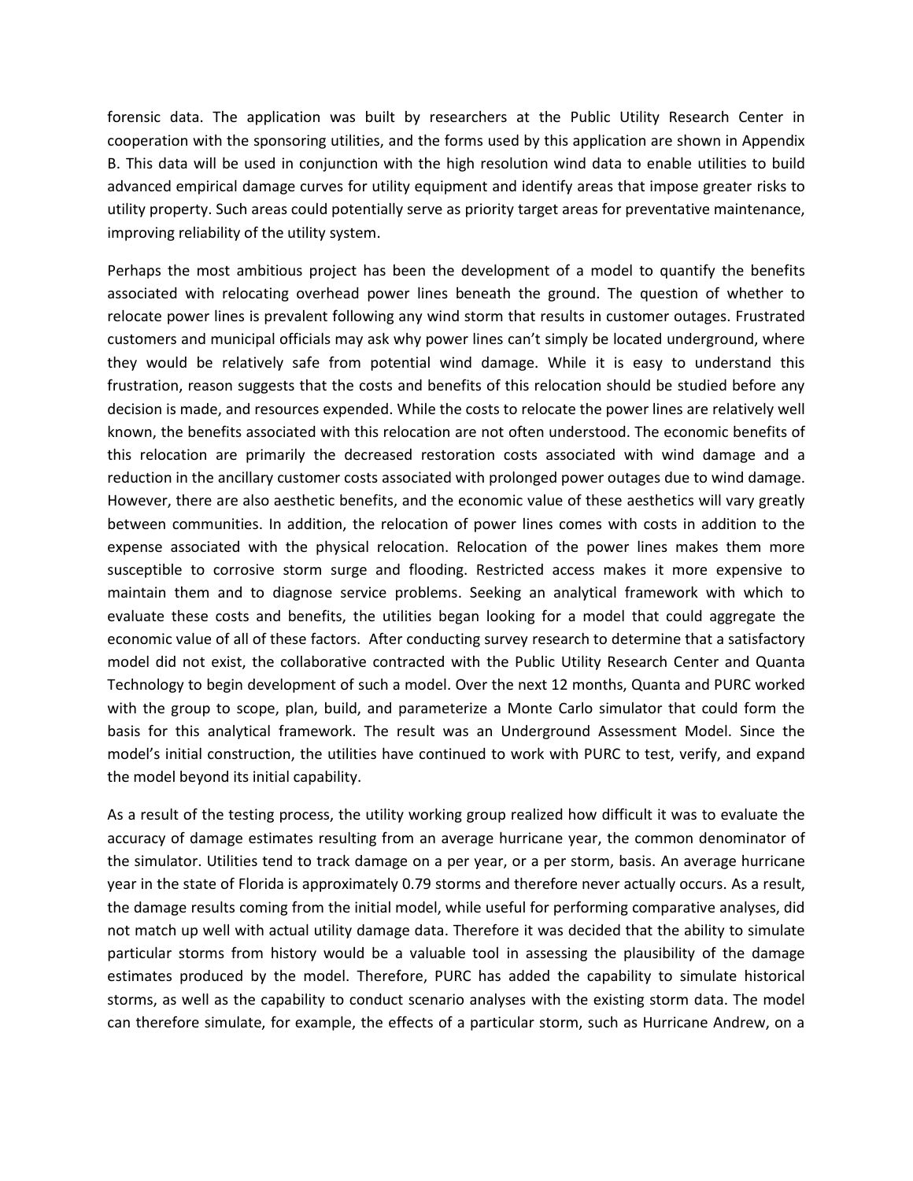forensic data. The application was built by researchers at the Public Utility Research Center in cooperation with the sponsoring utilities, and the forms used by this application are shown in Appendix B. This data will be used in conjunction with the high resolution wind data to enable utilities to build advanced empirical damage curves for utility equipment and identify areas that impose greater risks to utility property. Such areas could potentially serve as priority target areas for preventative maintenance, improving reliability of the utility system.

Perhaps the most ambitious project has been the development of a model to quantify the benefits associated with relocating overhead power lines beneath the ground. The question of whether to relocate power lines is prevalent following any wind storm that results in customer outages. Frustrated customers and municipal officials may ask why power lines can't simply be located underground, where they would be relatively safe from potential wind damage. While it is easy to understand this frustration, reason suggests that the costs and benefits of this relocation should be studied before any decision is made, and resources expended. While the costs to relocate the power lines are relatively well known, the benefits associated with this relocation are not often understood. The economic benefits of this relocation are primarily the decreased restoration costs associated with wind damage and a reduction in the ancillary customer costs associated with prolonged power outages due to wind damage. However, there are also aesthetic benefits, and the economic value of these aesthetics will vary greatly between communities. In addition, the relocation of power lines comes with costs in addition to the expense associated with the physical relocation. Relocation of the power lines makes them more susceptible to corrosive storm surge and flooding. Restricted access makes it more expensive to maintain them and to diagnose service problems. Seeking an analytical framework with which to evaluate these costs and benefits, the utilities began looking for a model that could aggregate the economic value of all of these factors. After conducting survey research to determine that a satisfactory model did not exist, the collaborative contracted with the Public Utility Research Center and Quanta Technology to begin development of such a model. Over the next 12 months, Quanta and PURC worked with the group to scope, plan, build, and parameterize a Monte Carlo simulator that could form the basis for this analytical framework. The result was an Underground Assessment Model. Since the model's initial construction, the utilities have continued to work with PURC to test, verify, and expand the model beyond its initial capability.

As a result of the testing process, the utility working group realized how difficult it was to evaluate the accuracy of damage estimates resulting from an average hurricane year, the common denominator of the simulator. Utilities tend to track damage on a per year, or a per storm, basis. An average hurricane year in the state of Florida is approximately 0.79 storms and therefore never actually occurs. As a result, the damage results coming from the initial model, while useful for performing comparative analyses, did not match up well with actual utility damage data. Therefore it was decided that the ability to simulate particular storms from history would be a valuable tool in assessing the plausibility of the damage estimates produced by the model. Therefore, PURC has added the capability to simulate historical storms, as well as the capability to conduct scenario analyses with the existing storm data. The model can therefore simulate, for example, the effects of a particular storm, such as Hurricane Andrew, on a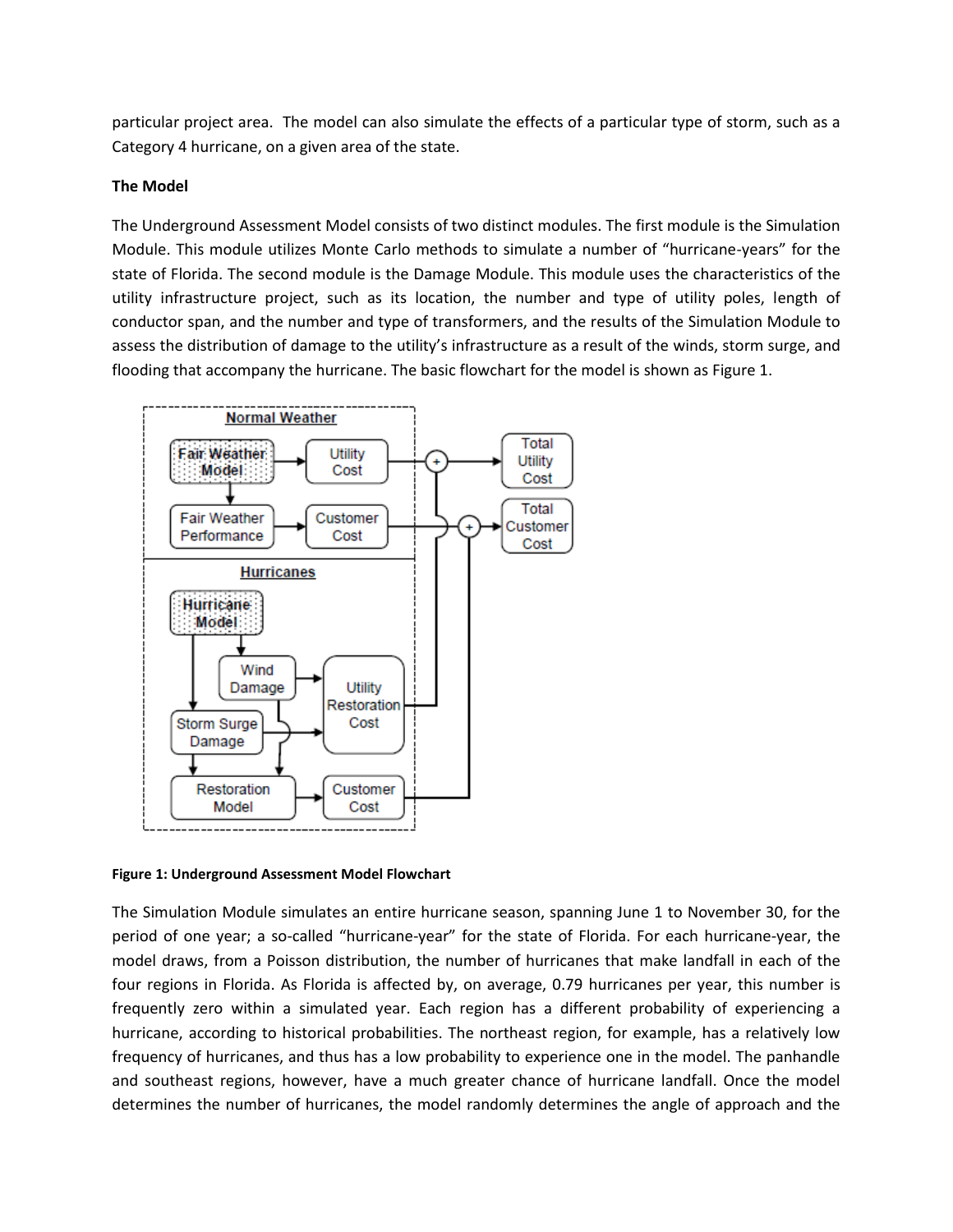particular project area. The model can also simulate the effects of a particular type of storm, such as a Category 4 hurricane, on a given area of the state.

**The Model**

The Underground Assessment Model consists of two distinct modules. The first module is the Simulation Module. This module utilizes Monte Carlo methods to simulate a number of "hurricane-years" for the state of Florida. The second module is the Damage Module. This module uses the characteristics of the utility infrastructure project, such as its location, the number and type of utility poles, length of conductor span, and the number and type of transformers, and the results of the Simulation Module to assess the distribution of damage to the utility's infrastructure as a result of the winds, storm surge, and flooding that accompany the hurricane. The basic flowchart for the model is shown as Figure 1.

**Figure 1: Underground Assessment Model Flowchart**

The Simulation Module simulates an entire hurricane season, spanning June 1 to November 30, for the period of one year; a so-called "hurricane-year" for the state of Florida. For each hurricane-year, the model draws, from a Poisson distribution, the number of hurricanes that make landfall in each of the four regions in Florida. As Florida is affected by, on average, 0.79 hurricanes per year, this number is frequently zero within a simulated year. Each region has a different probability of experiencing a hurricane, according to historical probabilities. The northeast region, for example, has a relatively low frequency of hurricanes, and thus has a low probability to experience one in the model. The panhandle and southeast regions, however, have a much greater chance of hurricane landfall. Once the model determines the number of hurricanes, the model randomly determines the angle of approach and the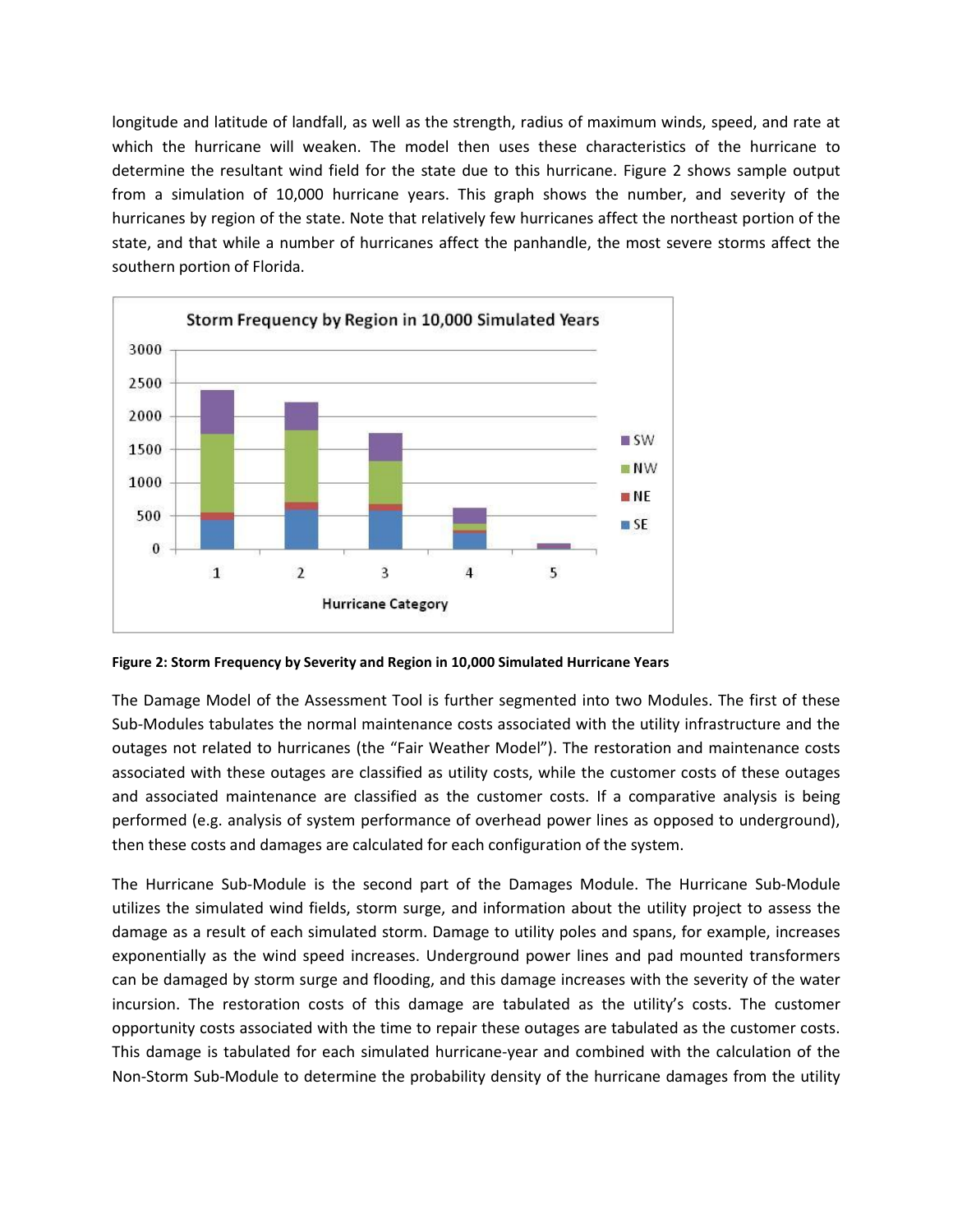longitude and latitude of landfall, as well as the strength, radius of maximum winds, speed, and rate at which the hurricane will weaken. The model then uses these characteristics of the hurricane to determine the resultant wind field for the state due to this hurricane. Figure 2 shows sample output from a simulation of 10,000 hurricane years. This graph shows the number, and severity of the hurricanes by region of the state. Note that relatively few hurricanes affect the northeast portion of the state, and that while a number of hurricanes affect the panhandle, the most severe storms affect the southern portion of Florida.

**Figure 2: Storm Frequency by Severity and Region in 10,000 Simulated Hurricane Years**

The Damage Model of the Assessment Tool is further segmented into two Modules. The first of these Sub-Modules tabulates the normal maintenance costs associated with the utility infrastructure and the outages not related to hurricanes (the "Fair Weather Model"). The restoration and maintenance costs associated with these outages are classified as utility costs, while the customer costs of these outages and associated maintenance are classified as the customer costs. If a comparative analysis is being performed (e.g. analysis of system performance of overhead power lines as opposed to underground), then these costs and damages are calculated for each configuration of the system.

The Hurricane Sub-Module is the second part of the Damages Module. The Hurricane Sub-Module utilizes the simulated wind fields, storm surge, and information about the utility project to assess the damage as a result of each simulated storm. Damage to utility poles and spans, for example, increases exponentially as the wind speed increases. Underground power lines and pad mounted transformers can be damaged by storm surge and flooding, and this damage increases with the severity of the water incursion. The restoration costs of this damage are tabulated as the utility's costs. The customer opportunity costs associated with the time to repair these outages are tabulated as the customer costs. This damage is tabulated for each simulated hurricane-year and combined with the calculation of the Non-Storm Sub-Module to determine the probability density of the hurricane damages from the utility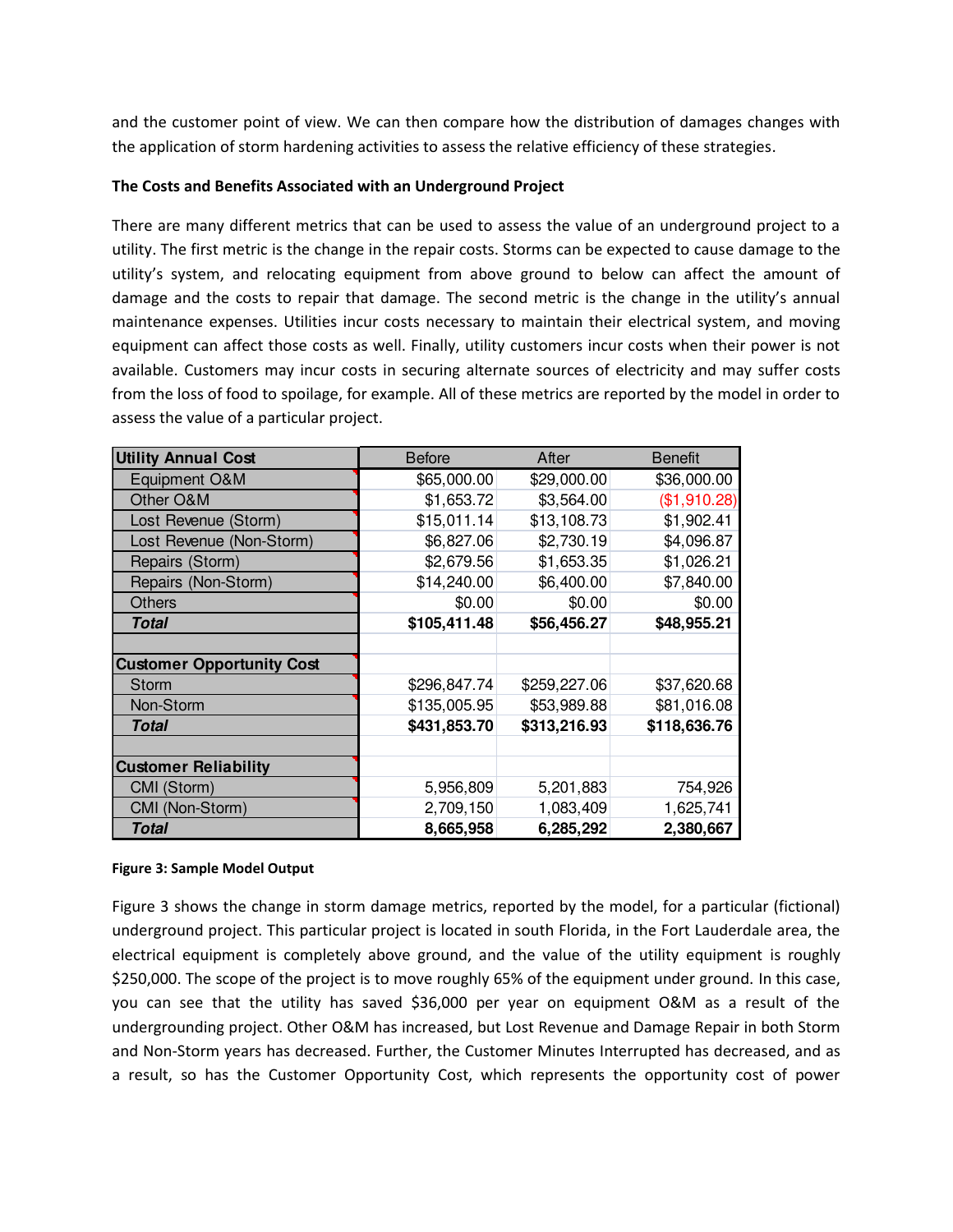and the customer point of view. We can then compare how the distribution of damages changes with the application of storm hardening activities to assess the relative efficiency of these strategies.

**The Costs and Benefits Associated with an Underground Project**

There are many different metrics that can be used to assess the value of an underground project to a utility. The first metric is the change in the repair costs. Storms can be expected to cause damage to the utility's system, and relocating equipment from above ground to below can affect the amount of damage and the costs to repair that damage. The second metric is the change in the utility's annual maintenance expenses. Utilities incur costs necessary to maintain their electrical system, and moving equipment can affect those costs as well. Finally, utility customers incur costs when their power is not available. Customers may incur costs in securing alternate sources of electricity and may suffer costs from the loss of food to spoilage, for example. All of these metrics are reported by the model in order to assess the value of a particular project.

| Utility Annual Cost | Before | After | Benefit |
|---|---|---|---|
| Equipment O&M | $65,000.00 | $29,000.00 | $36,000.00 |
| Other O&M | $1,653.72 | $3,564.00 | ($1,910.28) |
| Lost Revenue (Storm) | $15,011.14 | $13,108.73 | $1,902.41 |
| Lost Revenue (Non-Storm) | $6,827.06 | $2,730.19 | $4,096.87 |
| Repairs (Storm) | $2,679.56 | $1,653.35 | $1,026.21 |
| Repairs (Non-Storm) | $14,240.00 | $6,400.00 | $7,840.00 |
| Others | $0.00 | $0.00 | $0.00 |
| ***Total*** | **$105,411.48** | **$56,456.27** | **$48,955.21** |
| | | | |
| **Customer Opportunity Cost** | | | |
| Storm | $296,847.74 | $259,227.06 | $37,620.68 |
| Non-Storm | $135,005.95 | $53,989.88 | $81,016.08 |
| ***Total*** | **$431,853.70** | **$313,216.93** | **$118,636.76** |
| | | | |
| **Customer Reliability** | | | |
| CMI (Storm) | 5,956,809 | 5,201,883 | 754,926 |
| CMI (Non-Storm) | 2,709,150 | 1,083,409 | 1,625,741 |
| ***Total*** | **8,665,958** | **6,285,292** | **2,380,667** |

**Figure 3: Sample Model Output**

Figure 3 shows the change in storm damage metrics, reported by the model, for a particular (fictional) underground project. This particular project is located in south Florida, in the Fort Lauderdale area, the electrical equipment is completely above ground, and the value of the utility equipment is roughly $250,000. The scope of the project is to move roughly 65% of the equipment under ground. In this case, you can see that the utility has saved $36,000 per year on equipment O&M as a result of the undergrounding project. Other O&M has increased, but Lost Revenue and Damage Repair in both Storm and Non-Storm years has decreased. Further, the Customer Minutes Interrupted has decreased, and as a result, so has the Customer Opportunity Cost, which represents the opportunity cost of power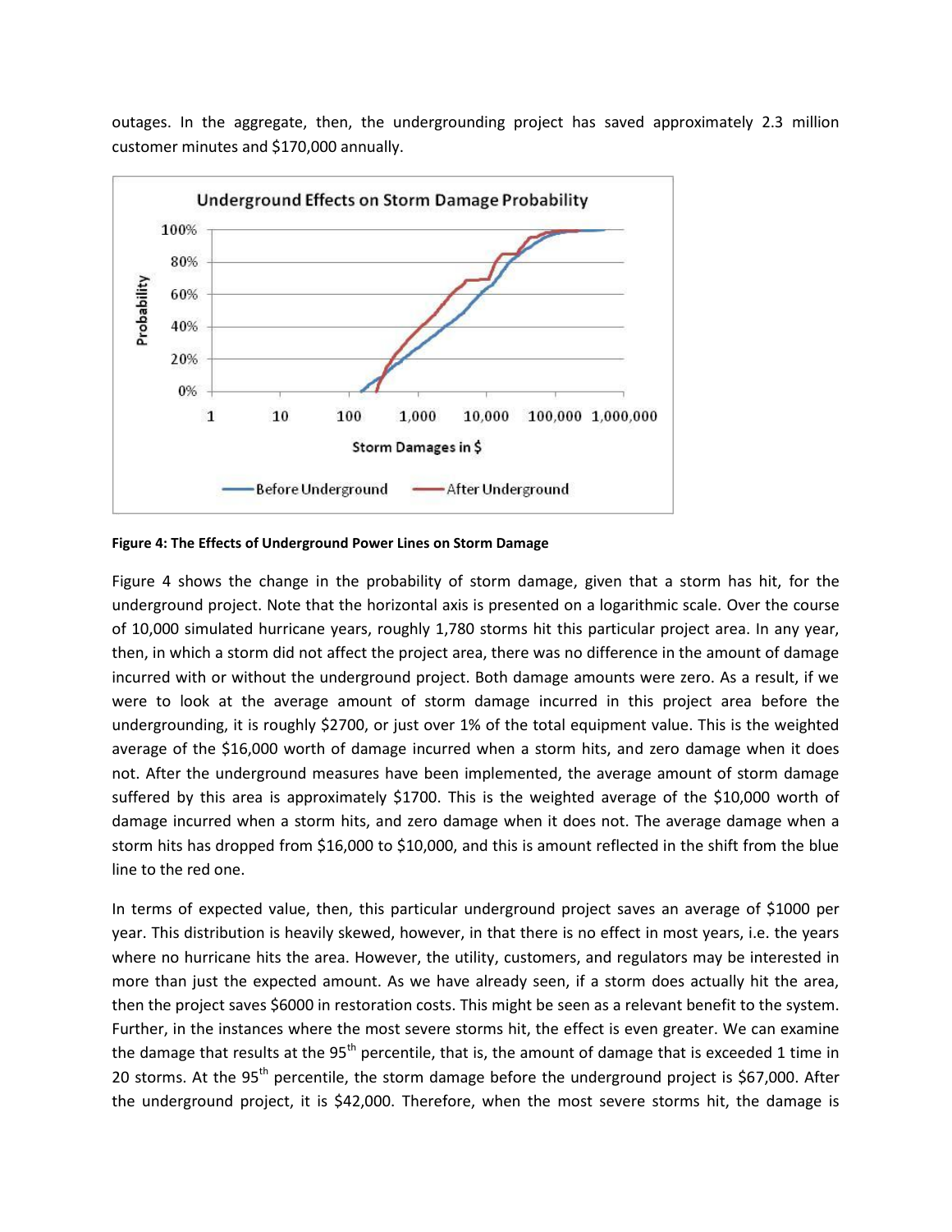outages. In the aggregate, then, the undergrounding project has saved approximately 2.3 million customer minutes and $170,000 annually.

**Figure 4: The Effects of Underground Power Lines on Storm Damage**

Figure 4 shows the change in the probability of storm damage, given that a storm has hit, for the underground project. Note that the horizontal axis is presented on a logarithmic scale. Over the course of 10,000 simulated hurricane years, roughly 1,780 storms hit this particular project area. In any year, then, in which a storm did not affect the project area, there was no difference in the amount of damage incurred with or without the underground project. Both damage amounts were zero. As a result, if we were to look at the average amount of storm damage incurred in this project area before the undergrounding, it is roughly $2700, or just over 1% of the total equipment value. This is the weighted average of the $16,000 worth of damage incurred when a storm hits, and zero damage when it does not. After the underground measures have been implemented, the average amount of storm damage suffered by this area is approximately $1700. This is the weighted average of the $10,000 worth of damage incurred when a storm hits, and zero damage when it does not. The average damage when a storm hits has dropped from $16,000 to $10,000, and this is amount reflected in the shift from the blue line to the red one.

In terms of expected value, then, this particular underground project saves an average of $1000 per year. This distribution is heavily skewed, however, in that there is no effect in most years, i.e. the years where no hurricane hits the area. However, the utility, customers, and regulators may be interested in more than just the expected amount. As we have already seen, if a storm does actually hit the area, then the project saves $6000 in restoration costs. This might be seen as a relevant benefit to the system. Further, in the instances where the most severe storms hit, the effect is even greater. We can examine the damage that results at the 95th percentile, that is, the amount of damage that is exceeded 1 time in 20 storms. At the 95th percentile, the storm damage before the underground project is $67,000. After the underground project, it is $42,000. Therefore, when the most severe storms hit, the damage is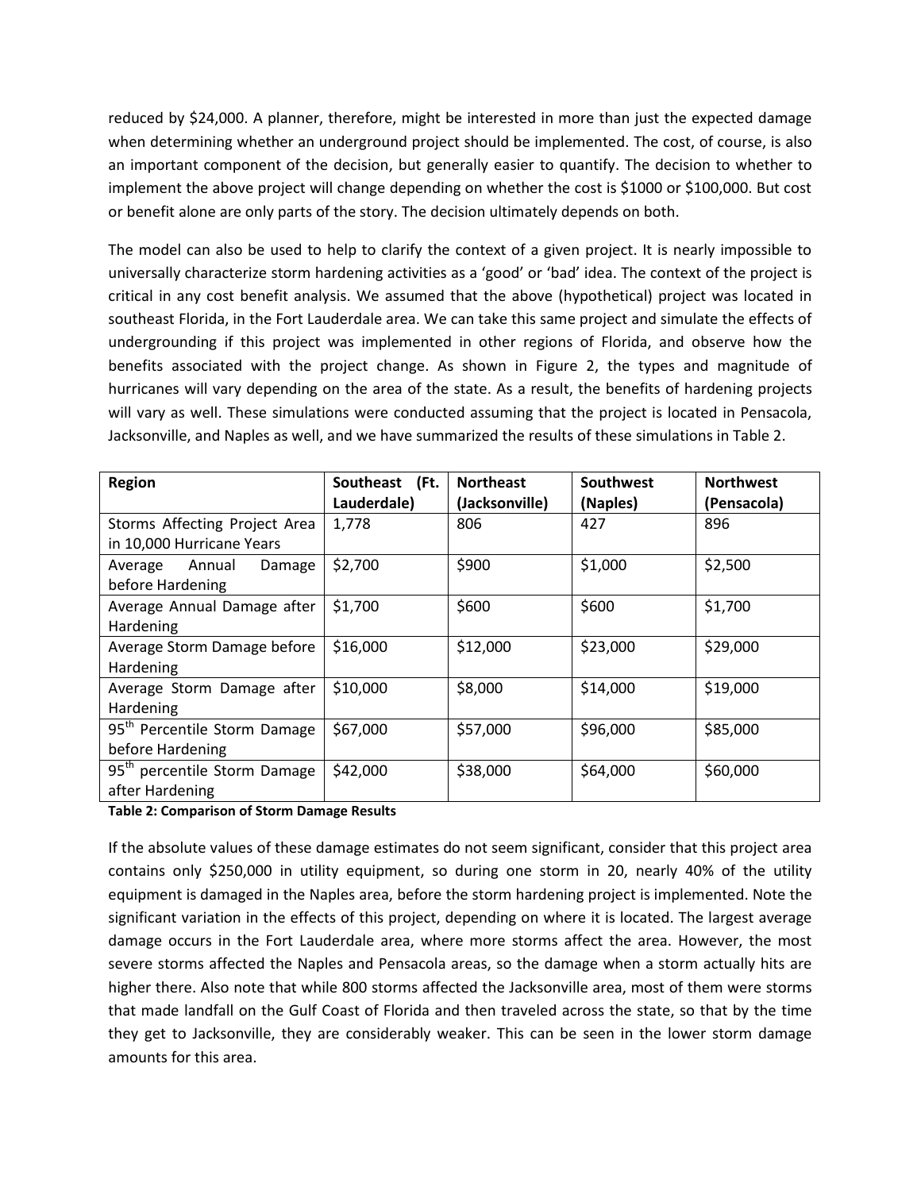reduced by $24,000. A planner, therefore, might be interested in more than just the expected damage when determining whether an underground project should be implemented. The cost, of course, is also an important component of the decision, but generally easier to quantify. The decision to whether to implement the above project will change depending on whether the cost is $1000 or $100,000. But cost or benefit alone are only parts of the story. The decision ultimately depends on both.

The model can also be used to help to clarify the context of a given project. It is nearly impossible to universally characterize storm hardening activities as a 'good' or 'bad' idea. The context of the project is critical in any cost benefit analysis. We assumed that the above (hypothetical) project was located in southeast Florida, in the Fort Lauderdale area. We can take this same project and simulate the effects of undergrounding if this project was implemented in other regions of Florida, and observe how the benefits associated with the project change. As shown in Figure 2, the types and magnitude of hurricanes will vary depending on the area of the state. As a result, the benefits of hardening projects will vary as well. These simulations were conducted assuming that the project is located in Pensacola, Jacksonville, and Naples as well, and we have summarized the results of these simulations in Table 2.

| Region | Southeast (Ft. Lauderdale) | Northeast (Jacksonville) | Southwest (Naples) | Northwest (Pensacola) |
|---|---|---|---|---|
| Storms Affecting Project Area in 10,000 Hurricane Years | 1,778 | 806 | 427 | 896 |
| Average Annual Damage before Hardening | $2,700 | $900 | $1,000 | $2,500 |
| Average Annual Damage after Hardening | $1,700 | $600 | $600 | $1,700 |
| Average Storm Damage before Hardening | $16,000 | $12,000 | $23,000 | $29,000 |
| Average Storm Damage after Hardening | $10,000 | $8,000 | $14,000 | $19,000 |
| 95th Percentile Storm Damage before Hardening | $67,000 | $57,000 | $96,000 | $85,000 |
| 95th percentile Storm Damage after Hardening | $42,000 | $38,000 | $64,000 | $60,000 |

**Table 2: Comparison of Storm Damage Results**

If the absolute values of these damage estimates do not seem significant, consider that this project area contains only $250,000 in utility equipment, so during one storm in 20, nearly 40% of the utility equipment is damaged in the Naples area, before the storm hardening project is implemented. Note the significant variation in the effects of this project, depending on where it is located. The largest average damage occurs in the Fort Lauderdale area, where more storms affect the area. However, the most severe storms affected the Naples and Pensacola areas, so the damage when a storm actually hits are higher there. Also note that while 800 storms affected the Jacksonville area, most of them were storms that made landfall on the Gulf Coast of Florida and then traveled across the state, so that by the time they get to Jacksonville, they are considerably weaker. This can be seen in the lower storm damage amounts for this area.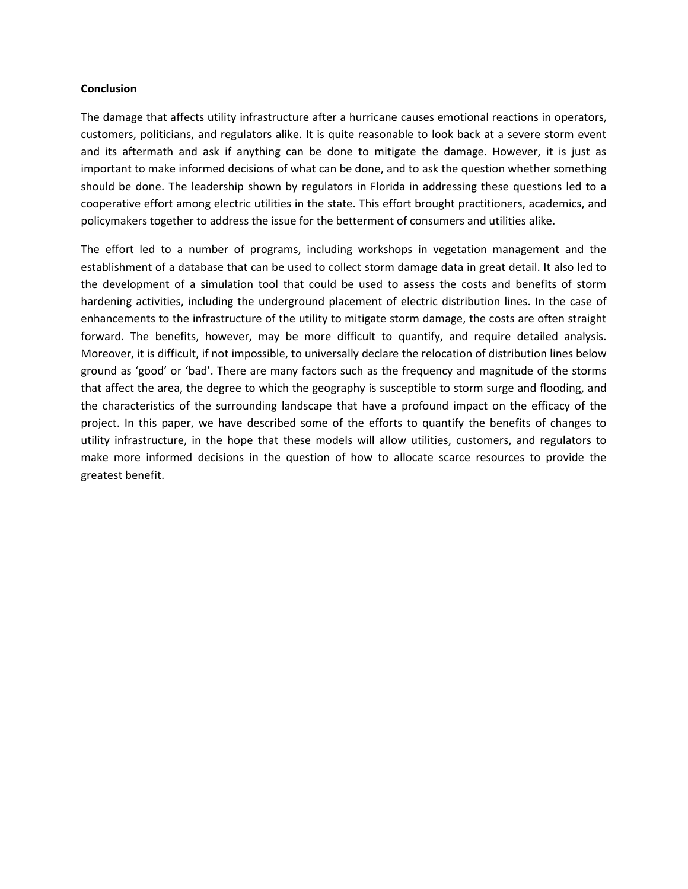**Conclusion**

The damage that affects utility infrastructure after a hurricane causes emotional reactions in operators, customers, politicians, and regulators alike. It is quite reasonable to look back at a severe storm event and its aftermath and ask if anything can be done to mitigate the damage. However, it is just as important to make informed decisions of what can be done, and to ask the question whether something should be done. The leadership shown by regulators in Florida in addressing these questions led to a cooperative effort among electric utilities in the state. This effort brought practitioners, academics, and policymakers together to address the issue for the betterment of consumers and utilities alike.

The effort led to a number of programs, including workshops in vegetation management and the establishment of a database that can be used to collect storm damage data in great detail. It also led to the development of a simulation tool that could be used to assess the costs and benefits of storm hardening activities, including the underground placement of electric distribution lines. In the case of enhancements to the infrastructure of the utility to mitigate storm damage, the costs are often straight forward. The benefits, however, may be more difficult to quantify, and require detailed analysis. Moreover, it is difficult, if not impossible, to universally declare the relocation of distribution lines below ground as 'good' or 'bad'. There are many factors such as the frequency and magnitude of the storms that affect the area, the degree to which the geography is susceptible to storm surge and flooding, and the characteristics of the surrounding landscape that have a profound impact on the efficacy of the project. In this paper, we have described some of the efforts to quantify the benefits of changes to utility infrastructure, in the hope that these models will allow utilities, customers, and regulators to make more informed decisions in the question of how to allocate scarce resources to provide the greatest benefit.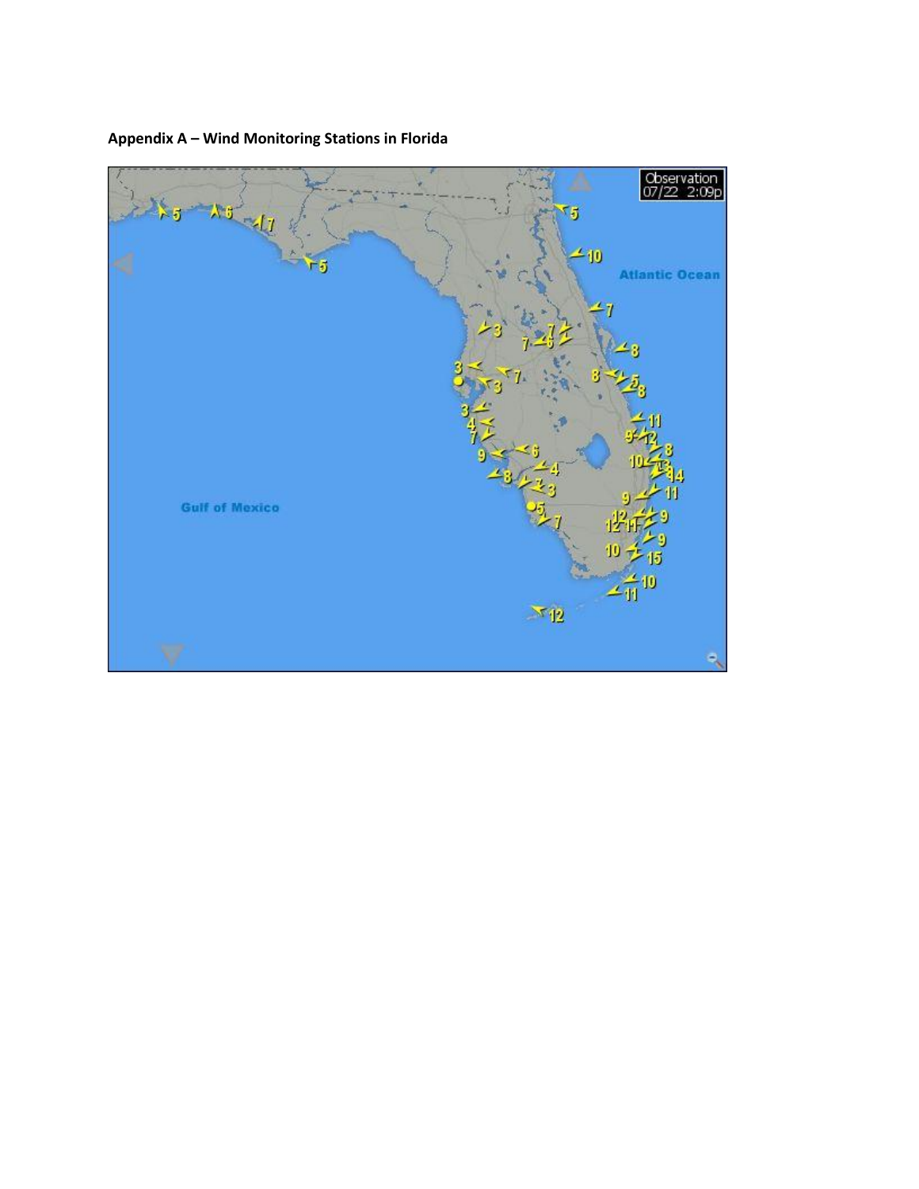**Appendix A – Wind Monitoring Stations in Florida**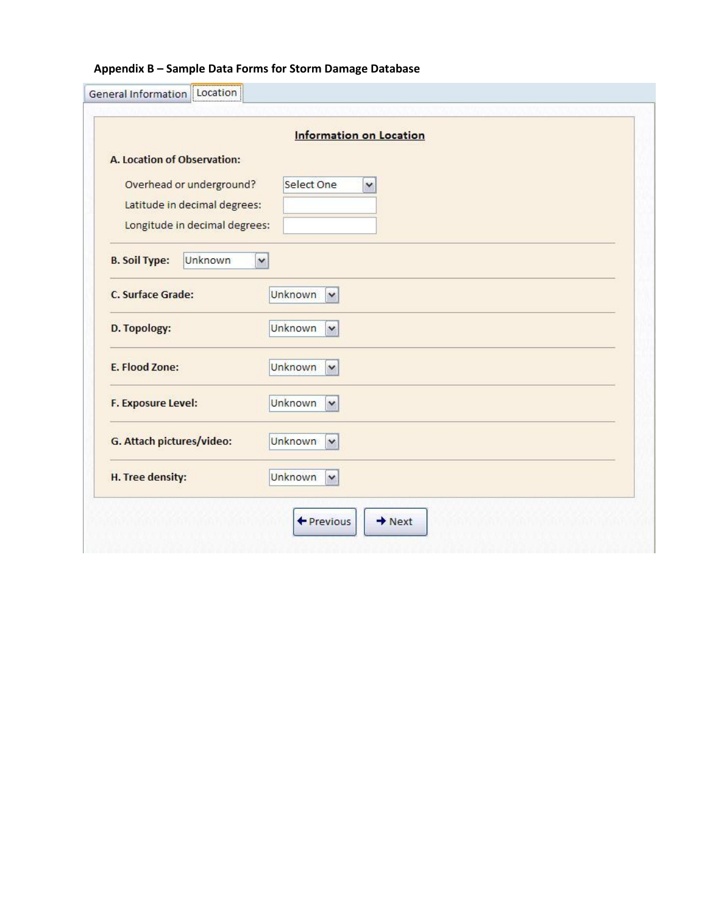**Appendix B – Sample Data Forms for Storm Damage Database**

General Information | Location

**Information on Location**

**A. Location of Observation:**

Overhead or underground? Select One

Latitude in decimal degrees:

Longitude in decimal degrees:

**B. Soil Type:** Unknown

**C. Surface Grade:** Unknown

**D. Topology:** Unknown

**E. Flood Zone:** Unknown

**F. Exposure Level:** Unknown

**G. Attach pictures/video:** Unknown

**H. Tree density:** Unknown

Previous | Next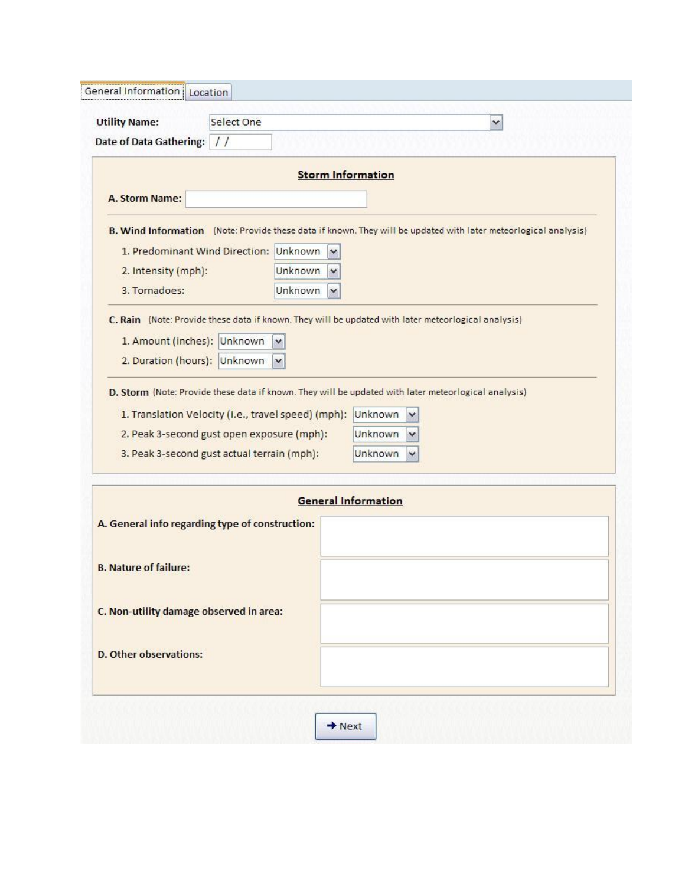General Information | Location

**Utility Name:** Select One

**Date of Data Gathering:** / /

## Storm Information

**A. Storm Name:**

**B. Wind Information** (Note: Provide these data if known. They will be updated with later meteorlogical analysis)

1. Predominant Wind Direction: Unknown
2. Intensity (mph): Unknown
3. Tornadoes: Unknown

**C. Rain** (Note: Provide these data if known. They will be updated with later meteorlogical analysis)

1. Amount (inches): Unknown
2. Duration (hours): Unknown

**D. Storm** (Note: Provide these data if known. They will be updated with later meteorlogical analysis)

1. Translation Velocity (i.e., travel speed) (mph): Unknown
2. Peak 3-second gust open exposure (mph): Unknown
3. Peak 3-second gust actual terrain (mph): Unknown

## General Information

**A. General info regarding type of construction:**

**B. Nature of failure:**

**C. Non-utility damage observed in area:**

**D. Other observations:**

→ Next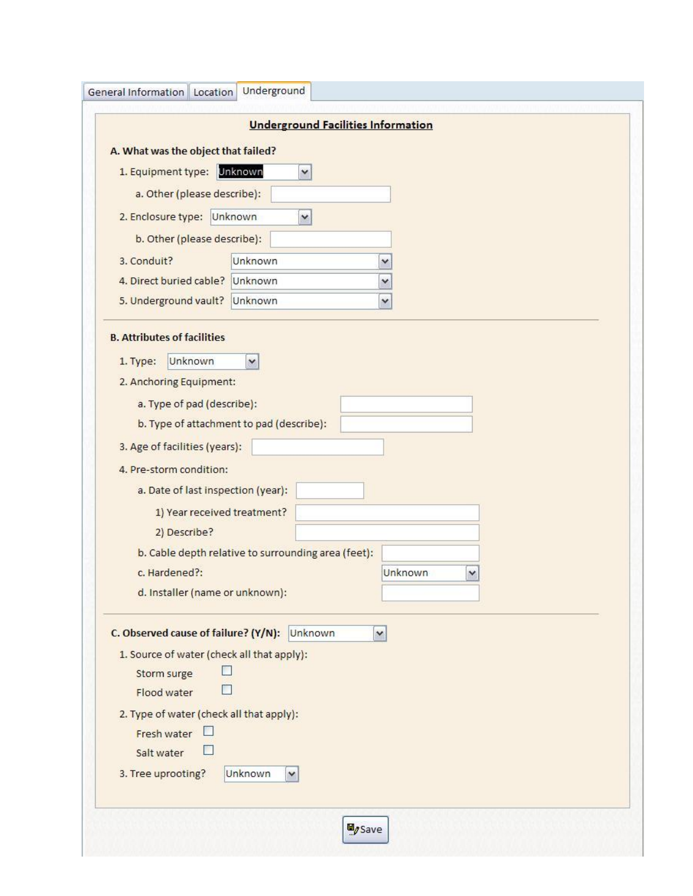General Information | Location | Underground

## Underground Facilities Information

**A. What was the object that failed?**

1. Equipment type: Unknown
   - a. Other (please describe):
2. Enclosure type: Unknown
   - b. Other (please describe):
3. Conduit? Unknown
4. Direct buried cable? Unknown
5. Underground vault? Unknown

**B. Attributes of facilities**

1. Type: Unknown
2. Anchoring Equipment:
   - a. Type of pad (describe):
   - b. Type of attachment to pad (describe):
3. Age of facilities (years):
4. Pre-storm condition:
   - a. Date of last inspection (year):
     - 1) Year received treatment?
     - 2) Describe?
   - b. Cable depth relative to surrounding area (feet):
   - c. Hardened?: Unknown
   - d. Installer (name or unknown):

**C. Observed cause of failure? (Y/N):** Unknown

1. Source of water (check all that apply):
   - Storm surge ☐
   - Flood water ☐
2. Type of water (check all that apply):
   - Fresh water ☐
   - Salt water ☐
3. Tree uprooting? Unknown

Save